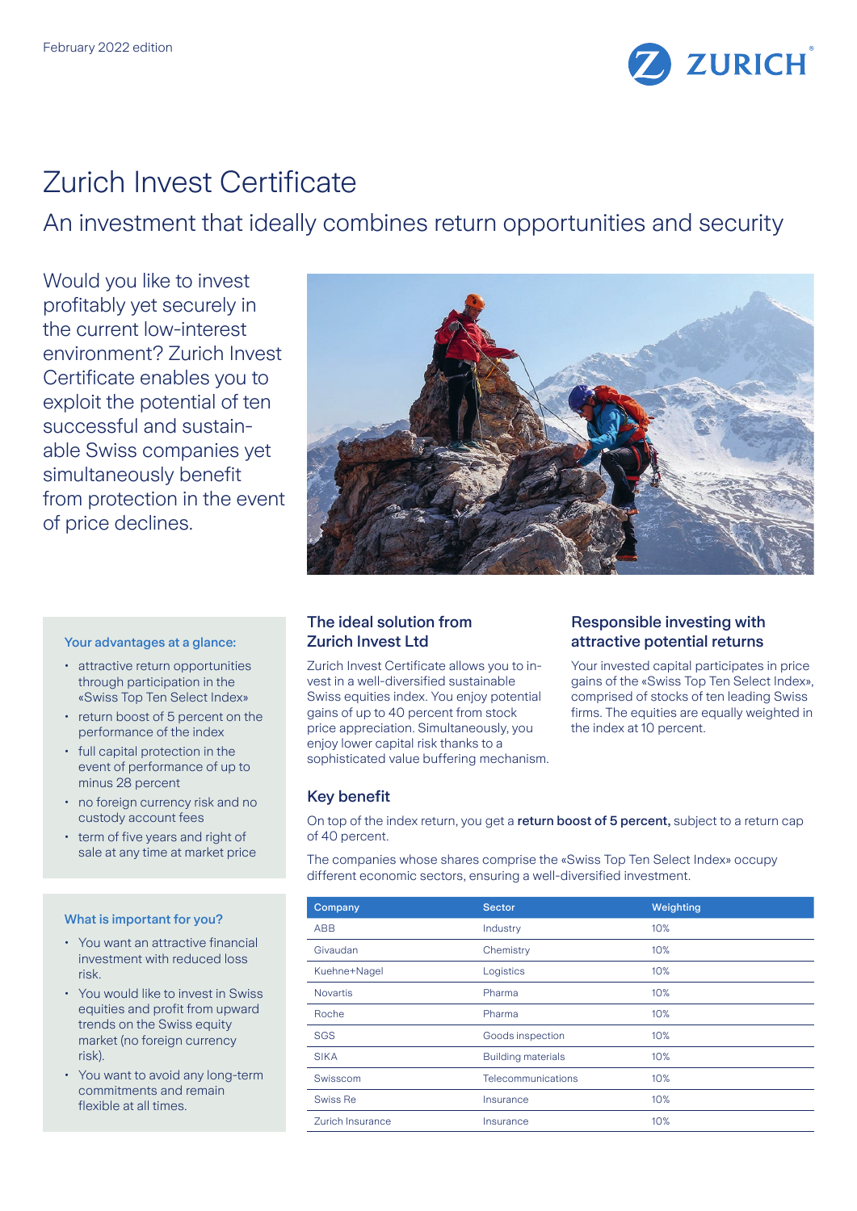February 2022 edition

# Zurich Invest Certificate

## An investment that ideally combines return opportunities and security

Would you like to invest profitably yet securely in the current low-interest environment? Zurich Invest Certificate enables you to exploit the potential of ten successful and sustainable Swiss companies yet simultaneously benefit from protection in the event of price declines.

### Your advantages at a glance:

- attractive return opportunities through participation in the «Swiss Top Ten Select Index»
- return boost of 5 percent on the performance of the index
- full capital protection in the event of performance of up to minus 28 percent
- no foreign currency risk and no custody account fees
- term of five years and right of sale at any time at market price

### What is important for you?

- You want an attractive financial investment with reduced loss risk.
- You would like to invest in Swiss equities and profit from upward trends on the Swiss equity market (no foreign currency risk).
- You want to avoid any long-term commitments and remain flexible at all times.

### The ideal solution from Zurich Invest Ltd

Zurich Invest Certificate allows you to invest in a well-diversified sustainable Swiss equities index. You enjoy potential gains of up to 40 percent from stock price appreciation. Simultaneously, you enjoy lower capital risk thanks to a sophisticated value buffering mechanism.

### Responsible investing with attractive potential returns

Your invested capital participates in price gains of the «Swiss Top Ten Select Index», comprised of stocks of ten leading Swiss firms. The equities are equally weighted in the index at 10 percent.

### Key benefit

On top of the index return, you get a **return boost of 5 percent,** subject to a return cap of 40 percent.

The companies whose shares comprise the «Swiss Top Ten Select Index» occupy different economic sectors, ensuring a well-diversified investment.

| Company | Sector | Weighting |
|---|---|---|
| ABB | Industry | 10% |
| Givaudan | Chemistry | 10% |
| Kuehne+Nagel | Logistics | 10% |
| Novartis | Pharma | 10% |
| Roche | Pharma | 10% |
| SGS | Goods inspection | 10% |
| SIKA | Building materials | 10% |
| Swisscom | Telecommunications | 10% |
| Swiss Re | Insurance | 10% |
| Zurich Insurance | Insurance | 10% |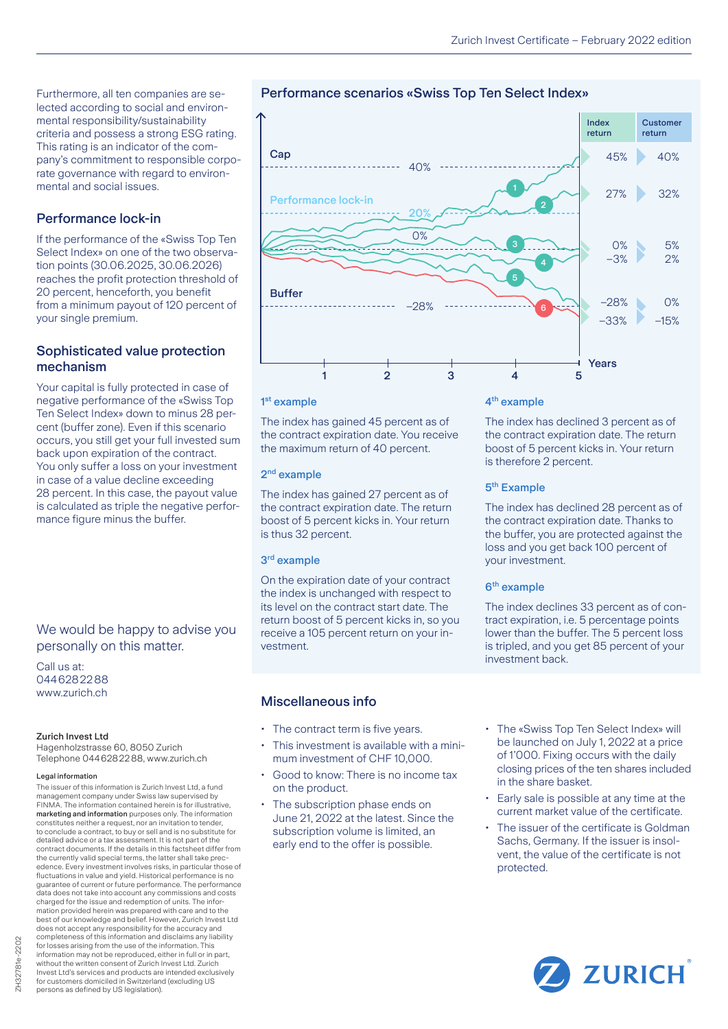Furthermore, all ten companies are selected according to social and environmental responsibility/sustainability criteria and possess a strong ESG rating. This rating is an indicator of the company's commitment to responsible corporate governance with regard to environmental and social issues.

## Performance lock-in

If the performance of the «Swiss Top Ten Select Index» on one of the two observation points (30.06.2025, 30.06.2026) reaches the profit protection threshold of 20 percent, henceforth, you benefit from a minimum payout of 120 percent of your single premium.

## Sophisticated value protection mechanism

Your capital is fully protected in case of negative performance of the «Swiss Top Ten Select Index» down to minus 28 percent (buffer zone). Even if this scenario occurs, you still get your full invested sum back upon expiration of the contract. You only suffer a loss on your investment in case of a value decline exceeding 28 percent. In this case, the payout value is calculated as triple the negative performance figure minus the buffer.

We would be happy to advise you personally on this matter.

Call us at:
044 628 22 88
www.zurich.ch

## Performance scenarios «Swiss Top Ten Select Index»

Cap
40%
Performance lock-in
20%
0%
Buffer
−28%
Index return
Customer return
45% 40%
27% 32%
0% 5%
−3% 2%
−28% 0%
−33% −15%
Years
1 2 3 4 5

### 1st example

The index has gained 45 percent as of the contract expiration date. You receive the maximum return of 40 percent.

### 2nd example

The index has gained 27 percent as of the contract expiration date. The return boost of 5 percent kicks in. Your return is thus 32 percent.

### 3rd example

On the expiration date of your contract the index is unchanged with respect to its level on the contract start date. The return boost of 5 percent kicks in, so you receive a 105 percent return on your investment.

### 4th example

The index has declined 3 percent as of the contract expiration date. The return boost of 5 percent kicks in. Your return is therefore 2 percent.

### 5th Example

The index has declined 28 percent as of the contract expiration date. Thanks to the buffer, you are protected against the loss and you get back 100 percent of your investment.

### 6th example

The index declines 33 percent as of contract expiration, i.e. 5 percentage points lower than the buffer. The 5 percent loss is tripled, and you get 85 percent of your investment back.

## Miscellaneous info

- The contract term is five years.
- This investment is available with a minimum investment of CHF 10,000.
- Good to know: There is no income tax on the product.
- The subscription phase ends on June 21, 2022 at the latest. Since the subscription volume is limited, an early end to the offer is possible.
- The «Swiss Top Ten Select Index» will be launched on July 1, 2022 at a price of 1'000. Fixing occurs with the daily closing prices of the ten shares included in the share basket.
- Early sale is possible at any time at the current market value of the certificate.
- The issuer of the certificate is Goldman Sachs, Germany. If the issuer is insolvent, the value of the certificate is not protected.

**Zurich Invest Ltd**
Hagenholzstrasse 60, 8050 Zurich
Telephone 044 628 22 88, www.zurich.ch

**Legal information**
The issuer of this information is Zurich Invest Ltd, a fund management company under Swiss law supervised by FINMA. The information contained herein is for illustrative, **marketing and information** purposes only. The information constitutes neither a request, nor an invitation to tender, to conclude a contract, to buy or sell and is no substitute for detailed advice or a tax assessment. It is not part of the contract documents. If the details in this factsheet differ from the currently valid special terms, the latter shall take precedence. Every investment involves risks, in particular those of fluctuations in value and yield. Historical performance is no guarantee of current or future performance. The performance data does not take into account any commissions and costs charged for the issue and redemption of units. The information provided herein was prepared with care and to the best of our knowledge and belief. However, Zurich Invest Ltd does not accept any responsibility for the accuracy and completeness of this information and disclaims any liability for losses arising from the use of the information. This information may not be reproduced, either in full or in part, without the written consent of Zurich Invest Ltd. Zurich Invest Ltd's services and products are intended exclusively for customers domiciled in Switzerland (excluding US persons as defined by US legislation).

ZH32781e-2202